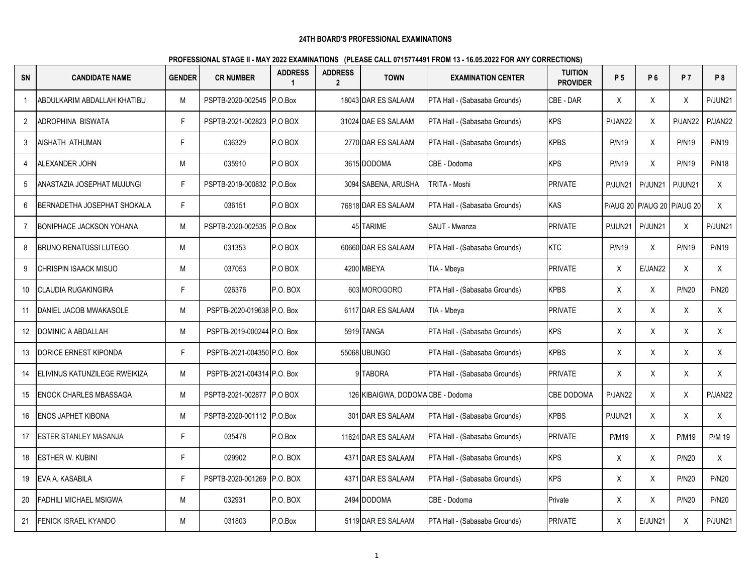**24TH BOARD'S PROFESSIONAL EXAMINATIONS**

**PROFESSIONAL STAGE II - MAY 2022 EXAMINATIONS (PLEASE CALL 0715774491 FROM 13 - 16.05.2022 FOR ANY CORRECTIONS)**

| SN | CANDIDATE NAME | GENDER | CR NUMBER | ADDRESS 1 | ADDRESS 2 | TOWN | EXAMINATION CENTER | TUITION PROVIDER | P 5 | P 6 | P 7 | P 8 |
|---|---|---|---|---|---|---|---|---|---|---|---|---|
| 1 | ABDULKARIM ABDALLAH KHATIBU | M | PSPTB-2020-002545 | P.O.Box | 18043 | DAR ES SALAAM | PTA Hall - (Sabasaba Grounds) | CBE - DAR | X | X | X | P/JUN21 |
| 2 | ADROPHINA BISWATA | F | PSPTB-2021-002823 | P.O BOX | 31024 | DAE ES SALAAM | PTA Hall - (Sabasaba Grounds) | KPS | P/JAN22 | X | P/JAN22 | P/JAN22 |
| 3 | AISHATH ATHUMAN | F | 036329 | P.O BOX | 2770 | DAR ES SALAAM | PTA Hall - (Sabasaba Grounds) | KPBS | P/N19 | X | P/N19 | P/N19 |
| 4 | ALEXANDER JOHN | M | 035910 | P.O BOX | 3615 | DODOMA | CBE - Dodoma | KPS | P/N19 | X | P/N19 | P/N18 |
| 5 | ANASTAZIA JOSEPHAT MUJUNGI | F | PSPTB-2019-000832 | P.O.Box | 3094 | SABENA, ARUSHA | TRITA - Moshi | PRIVATE | P/JUN21 | P/JUN21 | P/JUN21 | X |
| 6 | BERNADETHA JOSEPHAT SHOKALA | F | 036151 | P.O BOX | 76818 | DAR ES SALAAM | PTA Hall - (Sabasaba Grounds) | KAS | P/AUG 20 | P/AUG 20 | P/AUG 20 | X |
| 7 | BONIPHACE JACKSON YOHANA | M | PSPTB-2020-002535 | P.O.Box | 45 | TARIME | SAUT - Mwanza | PRIVATE | P/JUN21 | P/JUN21 | X | P/JUN21 |
| 8 | BRUNO RENATUSSI LUTEGO | M | 031353 | P.O BOX | 60660 | DAR ES SALAAM | PTA Hall - (Sabasaba Grounds) | KTC | P/N19 | X | P/N19 | P/N19 |
| 9 | CHRISPIN ISAACK MISUO | M | 037053 | P.O BOX | 4200 | MBEYA | TIA - Mbeya | PRIVATE | X | E/JAN22 | X | X |
| 10 | CLAUDIA RUGAKINGIRA | F | 026376 | P.O. BOX | 603 | MOROGORO | PTA Hall - (Sabasaba Grounds) | KPBS | X | X | P/N20 | P/N20 |
| 11 | DANIEL JACOB MWAKASOLE | M | PSPTB-2020-019638 | P.O. Box | 6117 | DAR ES SALAAM | TIA - Mbeya | PRIVATE | X | X | X | X |
| 12 | DOMINIC A ABDALLAH | M | PSPTB-2019-000244 | P.O. Box | 5919 | TANGA | PTA Hall - (Sabasaba Grounds) | KPS | X | X | X | X |
| 13 | DORICE ERNEST KIPONDA | F | PSPTB-2021-004350 | P.O. Box | 55068 | UBUNGO | PTA Hall - (Sabasaba Grounds) | KPBS | X | X | X | X |
| 14 | ELIVINUS KATUNZILEGE RWEIKIZA | M | PSPTB-2021-004314 | P.O. Box | 9 | TABORA | PTA Hall - (Sabasaba Grounds) | PRIVATE | X | X | X | X |
| 15 | ENOCK CHARLES MBASSAGA | M | PSPTB-2021-002877 | P.O BOX | 126 | KIBAIGWA, DODOMA | CBE - Dodoma | CBE DODOMA | P/JAN22 | X | X | P/JAN22 |
| 16 | ENOS JAPHET KIBONA | M | PSPTB-2020-001112 | P.O.Box | 301 | DAR ES SALAAM | PTA Hall - (Sabasaba Grounds) | KPBS | P/JUN21 | X | X | X |
| 17 | ESTER STANLEY MASANJA | F | 035478 | P.O.Box | 11624 | DAR ES SALAAM | PTA Hall - (Sabasaba Grounds) | PRIVATE | P/M19 | X | P/M19 | P/M 19 |
| 18 | ESTHER W. KUBINI | F | 029902 | P.O. BOX | 4371 | DAR ES SALAAM | PTA Hall - (Sabasaba Grounds) | KPS | X | X | P/N20 | X |
| 19 | EVA A. KASABILA | F | PSPTB-2020-001269 | P.O. BOX | 4371 | DAR ES SALAAM | PTA Hall - (Sabasaba Grounds) | KPS | X | X | P/N20 | P/N20 |
| 20 | FADHILI MICHAEL MSIGWA | M | 032931 | P.O. BOX | 2494 | DODOMA | CBE - Dodoma | Private | X | X | P/N20 | P/N20 |
| 21 | FENICK ISRAEL KYANDO | M | 031803 | P.O.Box | 5119 | DAR ES SALAAM | PTA Hall - (Sabasaba Grounds) | PRIVATE | X | E/JUN21 | X | P/JUN21 |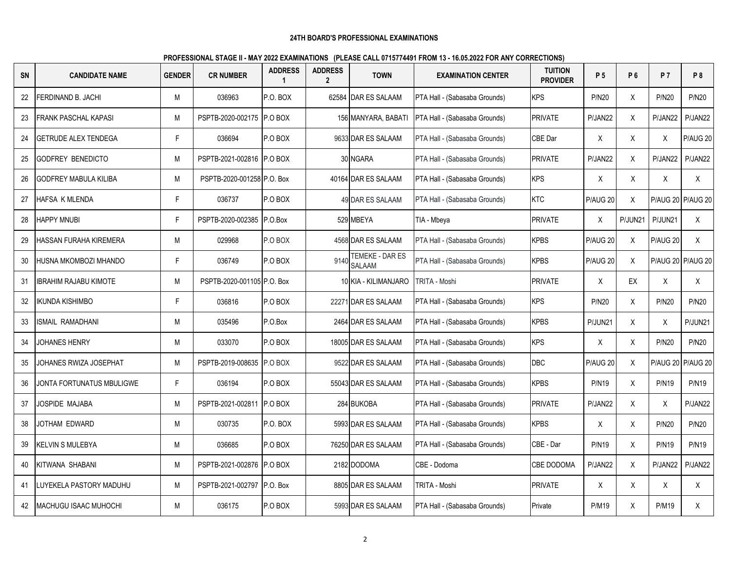**24TH BOARD'S PROFESSIONAL EXAMINATIONS**

**PROFESSIONAL STAGE II - MAY 2022 EXAMINATIONS (PLEASE CALL 0715774491 FROM 13 - 16.05.2022 FOR ANY CORRECTIONS)**

| SN | CANDIDATE NAME | GENDER | CR NUMBER | ADDRESS 1 | ADDRESS 2 | TOWN | EXAMINATION CENTER | TUITION PROVIDER | P 5 | P 6 | P 7 | P 8 |
|---|---|---|---|---|---|---|---|---|---|---|---|---|
| 22 | FERDINAND B. JACHI | M | 036963 | P.O. BOX | 62584 | DAR ES SALAAM | PTA Hall - (Sabasaba Grounds) | KPS | P/N20 | X | P/N20 | P/N20 |
| 23 | FRANK PASCHAL KAPASI | M | PSPTB-2020-002175 | P.O BOX | 156 | MANYARA, BABATI | PTA Hall - (Sabasaba Grounds) | PRIVATE | P/JAN22 | X | P/JAN22 | P/JAN22 |
| 24 | GETRUDE ALEX TENDEGA | F | 036694 | P.O BOX | 9633 | DAR ES SALAAM | PTA Hall - (Sabasaba Grounds) | CBE Dar | X | X | X | P/AUG 20 |
| 25 | GODFREY BENEDICTO | M | PSPTB-2021-002816 | P.O BOX | 30 | NGARA | PTA Hall - (Sabasaba Grounds) | PRIVATE | P/JAN22 | X | P/JAN22 | P/JAN22 |
| 26 | GODFREY MABULA KILIBA | M | PSPTB-2020-001258 | P.O. Box | 40164 | DAR ES SALAAM | PTA Hall - (Sabasaba Grounds) | KPS | X | X | X | X |
| 27 | HAFSA K MLENDA | F | 036737 | P.O BOX | 49 | DAR ES SALAAM | PTA Hall - (Sabasaba Grounds) | KTC | P/AUG 20 | X | P/AUG 20 | P/AUG 20 |
| 28 | HAPPY MNUBI | F | PSPTB-2020-002385 | P.O.Box | 529 | MBEYA | TIA - Mbeya | PRIVATE | X | P/JUN21 | P/JUN21 | X |
| 29 | HASSAN FURAHA KIREMERA | M | 029968 | P.O BOX | 4568 | DAR ES SALAAM | PTA Hall - (Sabasaba Grounds) | KPBS | P/AUG 20 | X | P/AUG 20 | X |
| 30 | HUSNA MKOMBOZI MHANDO | F | 036749 | P.O BOX | 9140 | TEMEKE - DAR ES SALAAM | PTA Hall - (Sabasaba Grounds) | KPBS | P/AUG 20 | X | P/AUG 20 | P/AUG 20 |
| 31 | IBRAHIM RAJABU KIMOTE | M | PSPTB-2020-001105 | P.O. Box | 10 | KIA - KILIMANJARO | TRITA - Moshi | PRIVATE | X | EX | X | X |
| 32 | IKUNDA KISHIMBO | F | 036816 | P.O BOX | 22271 | DAR ES SALAAM | PTA Hall - (Sabasaba Grounds) | KPS | P/N20 | X | P/N20 | P/N20 |
| 33 | ISMAIL RAMADHANI | M | 035496 | P.O.Box | 2464 | DAR ES SALAAM | PTA Hall - (Sabasaba Grounds) | KPBS | P/JUN21 | X | X | P/JUN21 |
| 34 | JOHANES HENRY | M | 033070 | P.O BOX | 18005 | DAR ES SALAAM | PTA Hall - (Sabasaba Grounds) | KPS | X | X | P/N20 | P/N20 |
| 35 | JOHANES RWIZA JOSEPHAT | M | PSPTB-2019-008635 | P.O BOX | 9522 | DAR ES SALAAM | PTA Hall - (Sabasaba Grounds) | DBC | P/AUG 20 | X | P/AUG 20 | P/AUG 20 |
| 36 | JONTA FORTUNATUS MBULIGWE | F | 036194 | P.O BOX | 55043 | DAR ES SALAAM | PTA Hall - (Sabasaba Grounds) | KPBS | P/N19 | X | P/N19 | P/N19 |
| 37 | JOSPIDE MAJABA | M | PSPTB-2021-002811 | P.O BOX | 284 | BUKOBA | PTA Hall - (Sabasaba Grounds) | PRIVATE | P/JAN22 | X | X | P/JAN22 |
| 38 | JOTHAM EDWARD | M | 030735 | P.O. BOX | 5993 | DAR ES SALAAM | PTA Hall - (Sabasaba Grounds) | KPBS | X | X | P/N20 | P/N20 |
| 39 | KELVIN S MULEBYA | M | 036685 | P.O BOX | 76250 | DAR ES SALAAM | PTA Hall - (Sabasaba Grounds) | CBE - Dar | P/N19 | X | P/N19 | P/N19 |
| 40 | KITWANA SHABANI | M | PSPTB-2021-002876 | P.O BOX | 2182 | DODOMA | CBE - Dodoma | CBE DODOMA | P/JAN22 | X | P/JAN22 | P/JAN22 |
| 41 | LUYEKELA PASTORY MADUHU | M | PSPTB-2021-002797 | P.O. Box | 8805 | DAR ES SALAAM | TRITA - Moshi | PRIVATE | X | X | X | X |
| 42 | MACHUGU ISAAC MUHOCHI | M | 036175 | P.O BOX | 5993 | DAR ES SALAAM | PTA Hall - (Sabasaba Grounds) | Private | P/M19 | X | P/M19 | X |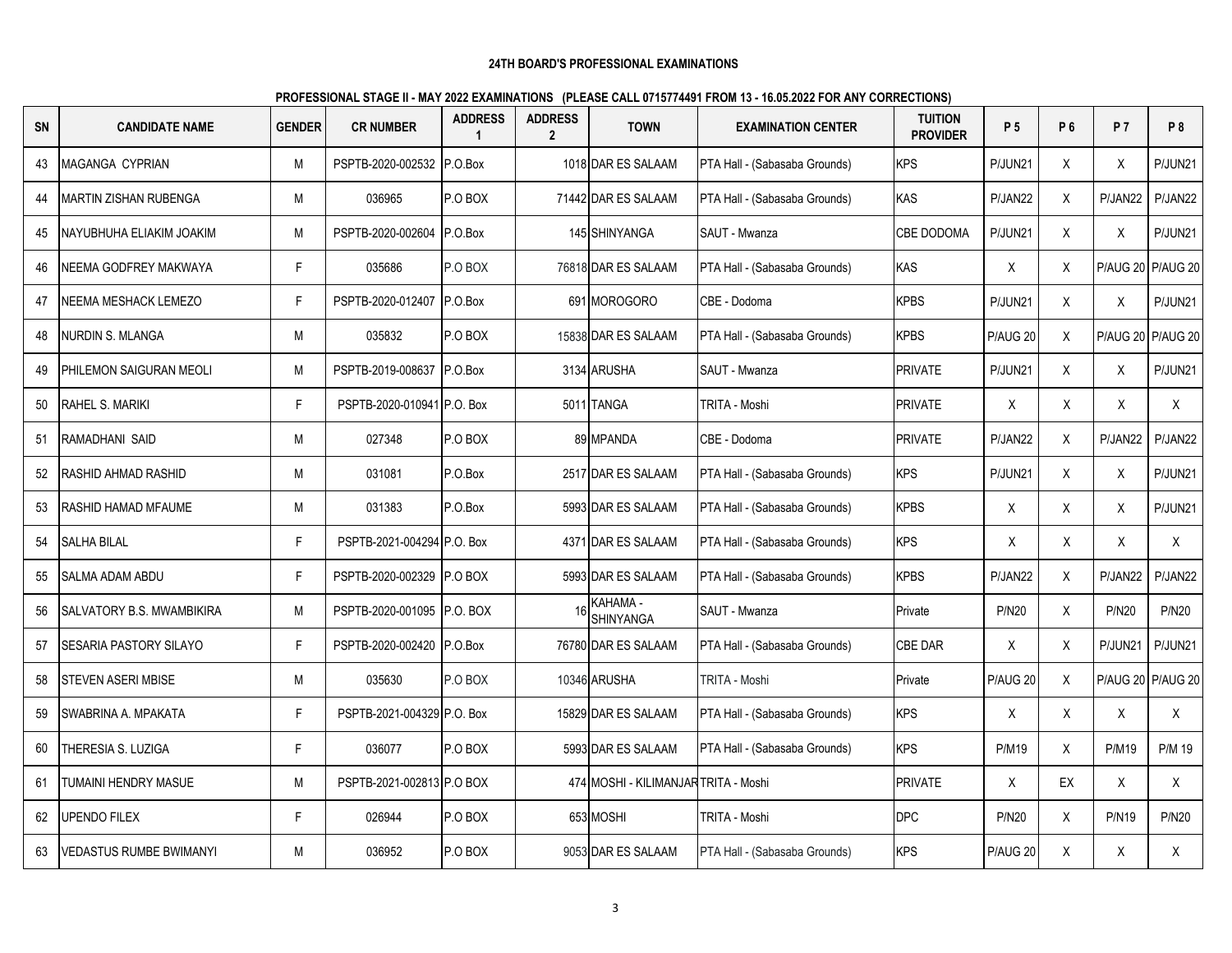**24TH BOARD'S PROFESSIONAL EXAMINATIONS**

**PROFESSIONAL STAGE II - MAY 2022 EXAMINATIONS (PLEASE CALL 0715774491 FROM 13 - 16.05.2022 FOR ANY CORRECTIONS)**

| SN | CANDIDATE NAME | GENDER | CR NUMBER | ADDRESS 1 | ADDRESS 2 | TOWN | EXAMINATION CENTER | TUITION PROVIDER | P 5 | P 6 | P 7 | P 8 |
|---|---|---|---|---|---|---|---|---|---|---|---|---|
| 43 | MAGANGA CYPRIAN | M | PSPTB-2020-002532 | P.O.Box | 1018 | DAR ES SALAAM | PTA Hall - (Sabasaba Grounds) | KPS | P/JUN21 | X | X | P/JUN21 |
| 44 | MARTIN ZISHAN RUBENGA | M | 036965 | P.O BOX | 71442 | DAR ES SALAAM | PTA Hall - (Sabasaba Grounds) | KAS | P/JAN22 | X | P/JAN22 | P/JAN22 |
| 45 | NAYUBHUHA ELIAKIM JOAKIM | M | PSPTB-2020-002604 | P.O.Box | 145 | SHINYANGA | SAUT - Mwanza | CBE DODOMA | P/JUN21 | X | X | P/JUN21 |
| 46 | NEEMA GODFREY MAKWAYA | F | 035686 | P.O BOX | 76818 | DAR ES SALAAM | PTA Hall - (Sabasaba Grounds) | KAS | X | X | P/AUG 20 | P/AUG 20 |
| 47 | NEEMA MESHACK LEMEZO | F | PSPTB-2020-012407 | P.O.Box | 691 | MOROGORO | CBE - Dodoma | KPBS | P/JUN21 | X | X | P/JUN21 |
| 48 | NURDIN S. MLANGA | M | 035832 | P.O BOX | 15838 | DAR ES SALAAM | PTA Hall - (Sabasaba Grounds) | KPBS | P/AUG 20 | X | P/AUG 20 | P/AUG 20 |
| 49 | PHILEMON SAIGURAN MEOLI | M | PSPTB-2019-008637 | P.O.Box | 3134 | ARUSHA | SAUT - Mwanza | PRIVATE | P/JUN21 | X | X | P/JUN21 |
| 50 | RAHEL S. MARIKI | F | PSPTB-2020-010941 | P.O. Box | 5011 | TANGA | TRITA - Moshi | PRIVATE | X | X | X | X |
| 51 | RAMADHANI SAID | M | 027348 | P.O BOX | 89 | MPANDA | CBE - Dodoma | PRIVATE | P/JAN22 | X | P/JAN22 | P/JAN22 |
| 52 | RASHID AHMAD RASHID | M | 031081 | P.O.Box | 2517 | DAR ES SALAAM | PTA Hall - (Sabasaba Grounds) | KPS | P/JUN21 | X | X | P/JUN21 |
| 53 | RASHID HAMAD MFAUME | M | 031383 | P.O.Box | 5993 | DAR ES SALAAM | PTA Hall - (Sabasaba Grounds) | KPBS | X | X | X | P/JUN21 |
| 54 | SALHA BILAL | F | PSPTB-2021-004294 | P.O. Box | 4371 | DAR ES SALAAM | PTA Hall - (Sabasaba Grounds) | KPS | X | X | X | X |
| 55 | SALMA ADAM ABDU | F | PSPTB-2020-002329 | P.O BOX | 5993 | DAR ES SALAAM | PTA Hall - (Sabasaba Grounds) | KPBS | P/JAN22 | X | P/JAN22 | P/JAN22 |
| 56 | SALVATORY B.S. MWAMBIKIRA | M | PSPTB-2020-001095 | P.O. BOX | 16 | KAHAMA - SHINYANGA | SAUT - Mwanza | Private | P/N20 | X | P/N20 | P/N20 |
| 57 | SESARIA PASTORY SILAYO | F | PSPTB-2020-002420 | P.O.Box | 76780 | DAR ES SALAAM | PTA Hall - (Sabasaba Grounds) | CBE DAR | X | X | P/JUN21 | P/JUN21 |
| 58 | STEVEN ASERI MBISE | M | 035630 | P.O BOX | 10346 | ARUSHA | TRITA - Moshi | Private | P/AUG 20 | X | P/AUG 20 | P/AUG 20 |
| 59 | SWABRINA A. MPAKATA | F | PSPTB-2021-004329 | P.O. Box | 15829 | DAR ES SALAAM | PTA Hall - (Sabasaba Grounds) | KPS | X | X | X | X |
| 60 | THERESIA S. LUZIGA | F | 036077 | P.O BOX | 5993 | DAR ES SALAAM | PTA Hall - (Sabasaba Grounds) | KPS | P/M19 | X | P/M19 | P/M 19 |
| 61 | TUMAINI HENDRY MASUE | M | PSPTB-2021-002813 | P.O BOX | 474 | MOSHI - KILIMANJAR | TRITA - Moshi | PRIVATE | X | EX | X | X |
| 62 | UPENDO FILEX | F | 026944 | P.O BOX | 653 | MOSHI | TRITA - Moshi | DPC | P/N20 | X | P/N19 | P/N20 |
| 63 | VEDASTUS RUMBE BWIMANYI | M | 036952 | P.O BOX | 9053 | DAR ES SALAAM | PTA Hall - (Sabasaba Grounds) | KPS | P/AUG 20 | X | X | X |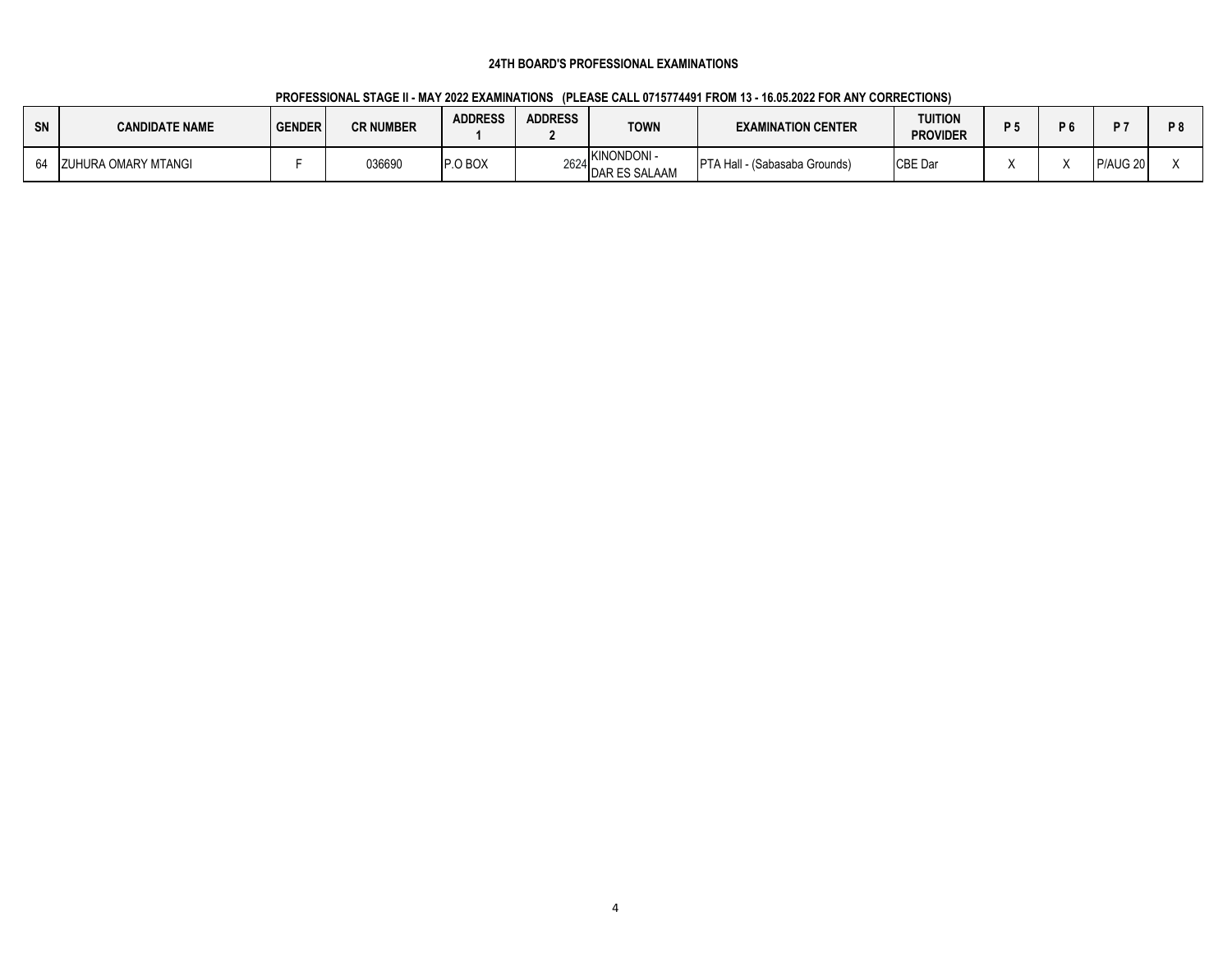**24TH BOARD'S PROFESSIONAL EXAMINATIONS**

**PROFESSIONAL STAGE II - MAY 2022 EXAMINATIONS (PLEASE CALL 0715774491 FROM 13 - 16.05.2022 FOR ANY CORRECTIONS)**

| SN | CANDIDATE NAME | GENDER | CR NUMBER | ADDRESS 1 | ADDRESS 2 | TOWN | EXAMINATION CENTER | TUITION PROVIDER | P 5 | P 6 | P 7 | P 8 |
|---|---|---|---|---|---|---|---|---|---|---|---|---|
| 64 | ZUHURA OMARY MTANGI | F | 036690 | P.O BOX | 2624 | KINONDONI - DAR ES SALAAM | PTA Hall - (Sabasaba Grounds) | CBE Dar | X | X | P/AUG 20 | X |